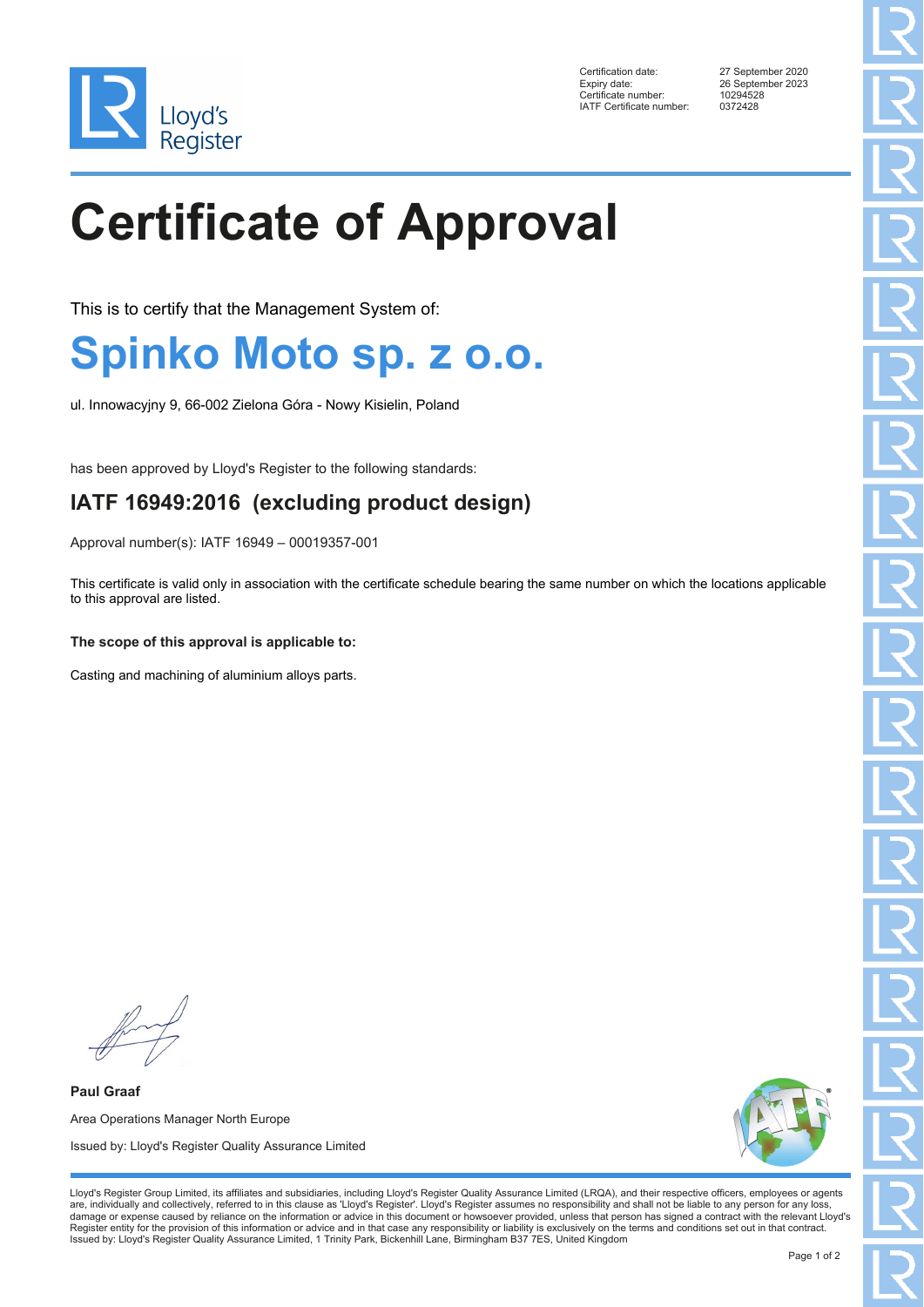| | |
|---|---|
| Certification date: | 27 September 2020 |
| Expiry date: | 26 September 2023 |
| Certificate number: | 10294528 |
| IATF Certificate number: | 0372428 |

# Certificate of Approval

This is to certify that the Management System of:

## Spinko Moto sp. z o.o.

ul. Innowacyjny 9, 66-002 Zielona Góra - Nowy Kisielin, Poland

has been approved by Lloyd's Register to the following standards:

### IATF 16949:2016 (excluding product design)

Approval number(s): IATF 16949 – 00019357-001

This certificate is valid only in association with the certificate schedule bearing the same number on which the locations applicable to this approval are listed.

**The scope of this approval is applicable to:**

Casting and machining of aluminium alloys parts.

**Paul Graaf**

Area Operations Manager North Europe

Issued by: Lloyd's Register Quality Assurance Limited

Lloyd's Register Group Limited, its affiliates and subsidiaries, including Lloyd's Register Quality Assurance Limited (LRQA), and their respective officers, employees or agents are, individually and collectively, referred to in this clause as 'Lloyd's Register'. Lloyd's Register assumes no responsibility and shall not be liable to any person for any loss, damage or expense caused by reliance on the information or advice in this document or howsoever provided, unless that person has signed a contract with the relevant Lloyd's Register entity for the provision of this information or advice and in that case any responsibility or liability is exclusively on the terms and conditions set out in that contract.
Issued by: Lloyd's Register Quality Assurance Limited, 1 Trinity Park, Bickenhill Lane, Birmingham B37 7ES, United Kingdom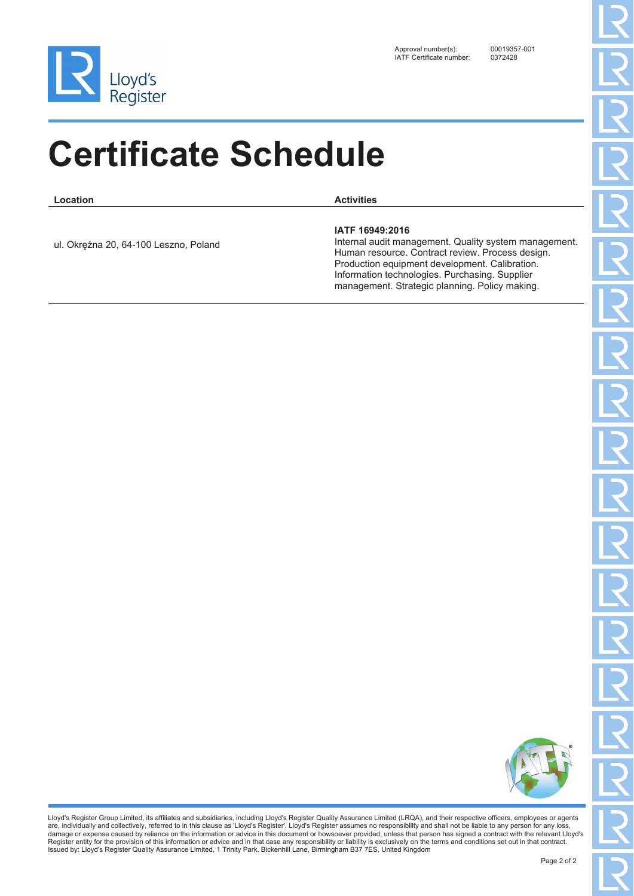Approval number(s): 00019357-001
IATF Certificate number: 0372428

# Certificate Schedule

| Location | Activities |
| --- | --- |
| ul. Okrężna 20, 64-100 Leszno, Poland | **IATF 16949:2016** Internal audit management. Quality system management. Human resource. Contract review. Process design. Production equipment development. Calibration. Information technologies. Purchasing. Supplier management. Strategic planning. Policy making. |

Lloyd's Register Group Limited, its affiliates and subsidiaries, including Lloyd's Register Quality Assurance Limited (LRQA), and their respective officers, employees or agents are, individually and collectively, referred to in this clause as 'Lloyd's Register'. Lloyd's Register assumes no responsibility and shall not be liable to any person for any loss, damage or expense caused by reliance on the information or advice in this document or howsoever provided, unless that person has signed a contract with the relevant Lloyd's Register entity for the provision of this information or advice and in that case any responsibility or liability is exclusively on the terms and conditions set out in that contract.
Issued by: Lloyd's Register Quality Assurance Limited, 1 Trinity Park, Bickenhill Lane, Birmingham B37 7ES, United Kingdom